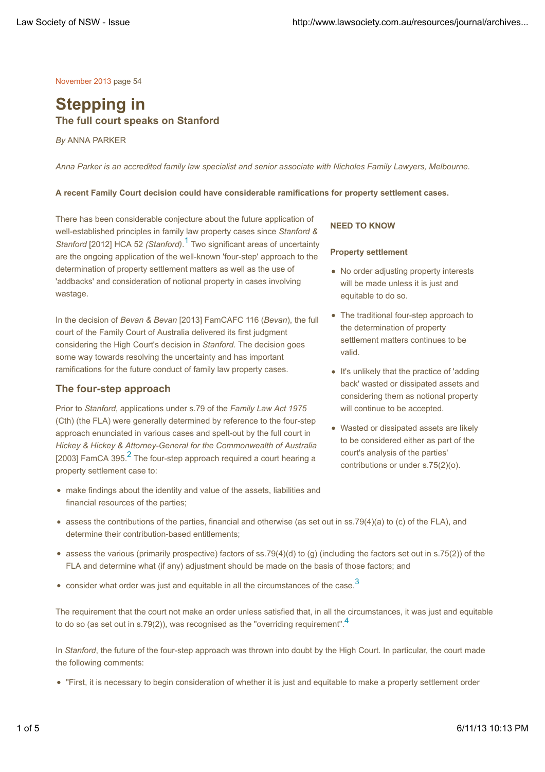November 2013 page 54

# Stepping in

## The full court speaks on Stanford

*By* ANNA PARKER

*Anna Parker is an accredited family law specialist and senior associate with Nicholes Family Lawyers, Melbourne.*

**A recent Family Court decision could have considerable ramifications for property settlement cases.**

There has been considerable conjecture about the future application of well-established principles in family law property cases since *Stanford & Stanford* [2012] HCA 52 *(Stanford)*.[1] Two significant areas of uncertainty are the ongoing application of the well-known 'four-step' approach to the determination of property settlement matters as well as the use of 'addbacks' and consideration of notional property in cases involving wastage.

In the decision of *Bevan & Bevan* [2013] FamCAFC 116 (*Bevan*), the full court of the Family Court of Australia delivered its first judgment considering the High Court's decision in *Stanford*. The decision goes some way towards resolving the uncertainty and has important ramifications for the future conduct of family law property cases.

**NEED TO KNOW**

**Property settlement**

- No order adjusting property interests will be made unless it is just and equitable to do so.
- The traditional four-step approach to the determination of property settlement matters continues to be valid.
- It's unlikely that the practice of 'adding back' wasted or dissipated assets and considering them as notional property will continue to be accepted.
- Wasted or dissipated assets are likely to be considered either as part of the court's analysis of the parties' contributions or under s.75(2)(o).

### The four-step approach

Prior to *Stanford*, applications under s.79 of the *Family Law Act 1975* (Cth) (the FLA) were generally determined by reference to the four-step approach enunciated in various cases and spelt-out by the full court in *Hickey & Hickey & Attorney-General for the Commonwealth of Australia* [2003] FamCA 395.[2] The four-step approach required a court hearing a property settlement case to:

- make findings about the identity and value of the assets, liabilities and financial resources of the parties;
- assess the contributions of the parties, financial and otherwise (as set out in ss.79(4)(a) to (c) of the FLA), and determine their contribution-based entitlements;
- assess the various (primarily prospective) factors of ss.79(4)(d) to (g) (including the factors set out in s.75(2)) of the FLA and determine what (if any) adjustment should be made on the basis of those factors; and
- consider what order was just and equitable in all the circumstances of the case.[3]

The requirement that the court not make an order unless satisfied that, in all the circumstances, it was just and equitable to do so (as set out in s.79(2)), was recognised as the "overriding requirement".[4]

In *Stanford*, the future of the four-step approach was thrown into doubt by the High Court. In particular, the court made the following comments:

- "First, it is necessary to begin consideration of whether it is just and equitable to make a property settlement order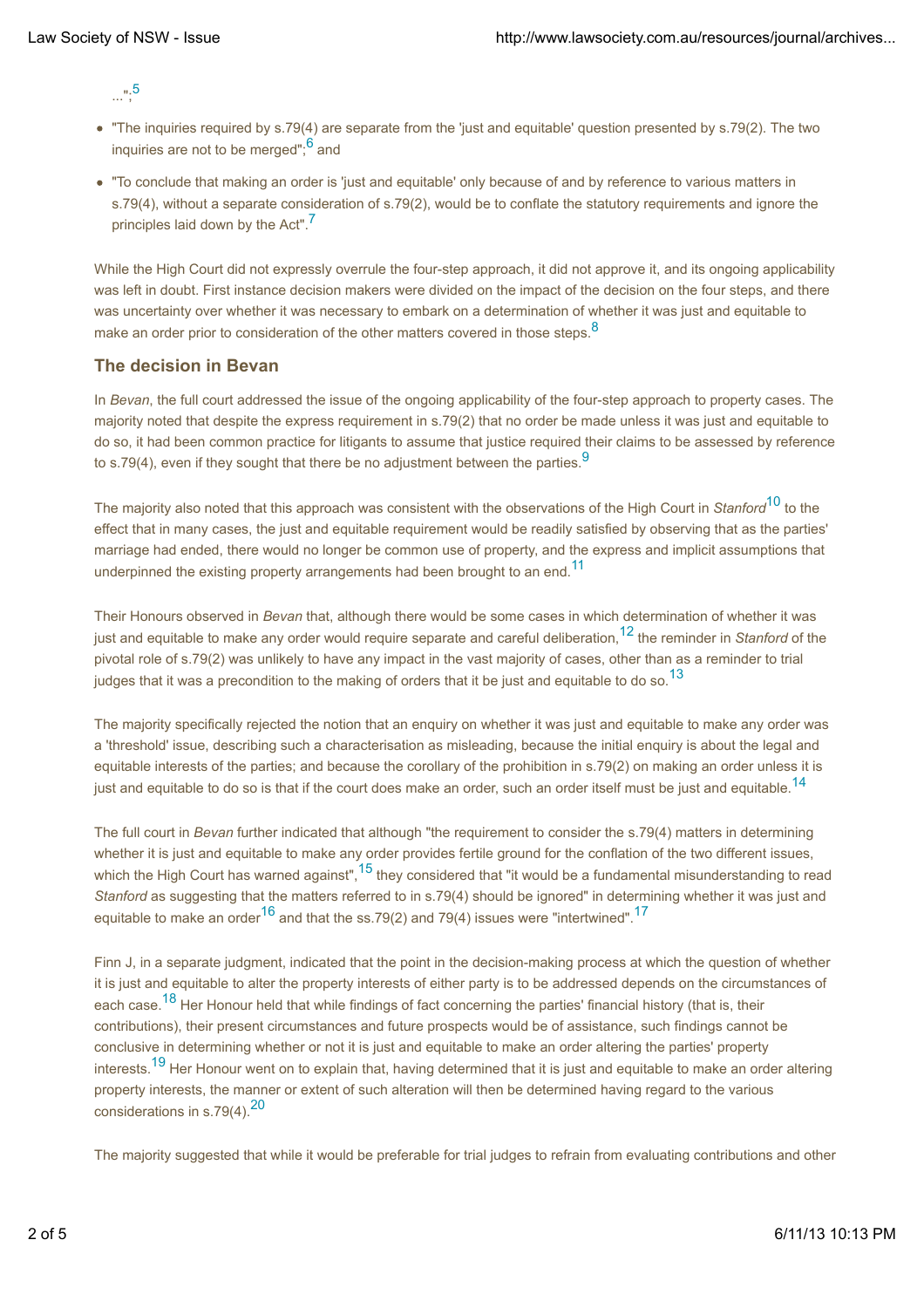...";[5]

- "The inquiries required by s.79(4) are separate from the 'just and equitable' question presented by s.79(2). The two inquiries are not to be merged";[6] and
- "To conclude that making an order is 'just and equitable' only because of and by reference to various matters in s.79(4), without a separate consideration of s.79(2), would be to conflate the statutory requirements and ignore the principles laid down by the Act".[7]

While the High Court did not expressly overrule the four-step approach, it did not approve it, and its ongoing applicability was left in doubt. First instance decision makers were divided on the impact of the decision on the four steps, and there was uncertainty over whether it was necessary to embark on a determination of whether it was just and equitable to make an order prior to consideration of the other matters covered in those steps.[8]

### The decision in Bevan

In *Bevan*, the full court addressed the issue of the ongoing applicability of the four-step approach to property cases. The majority noted that despite the express requirement in s.79(2) that no order be made unless it was just and equitable to do so, it had been common practice for litigants to assume that justice required their claims to be assessed by reference to s.79(4), even if they sought that there be no adjustment between the parties.[9]

The majority also noted that this approach was consistent with the observations of the High Court in *Stanford*[10] to the effect that in many cases, the just and equitable requirement would be readily satisfied by observing that as the parties' marriage had ended, there would no longer be common use of property, and the express and implicit assumptions that underpinned the existing property arrangements had been brought to an end.[11]

Their Honours observed in *Bevan* that, although there would be some cases in which determination of whether it was just and equitable to make any order would require separate and careful deliberation,[12] the reminder in *Stanford* of the pivotal role of s.79(2) was unlikely to have any impact in the vast majority of cases, other than as a reminder to trial judges that it was a precondition to the making of orders that it be just and equitable to do so.[13]

The majority specifically rejected the notion that an enquiry on whether it was just and equitable to make any order was a 'threshold' issue, describing such a characterisation as misleading, because the initial enquiry is about the legal and equitable interests of the parties; and because the corollary of the prohibition in s.79(2) on making an order unless it is just and equitable to do so is that if the court does make an order, such an order itself must be just and equitable.[14]

The full court in *Bevan* further indicated that although "the requirement to consider the s.79(4) matters in determining whether it is just and equitable to make any order provides fertile ground for the conflation of the two different issues, which the High Court has warned against",[15] they considered that "it would be a fundamental misunderstanding to read *Stanford* as suggesting that the matters referred to in s.79(4) should be ignored" in determining whether it was just and equitable to make an order[16] and that the ss.79(2) and 79(4) issues were "intertwined".[17]

Finn J, in a separate judgment, indicated that the point in the decision-making process at which the question of whether it is just and equitable to alter the property interests of either party is to be addressed depends on the circumstances of each case.[18] Her Honour held that while findings of fact concerning the parties' financial history (that is, their contributions), their present circumstances and future prospects would be of assistance, such findings cannot be conclusive in determining whether or not it is just and equitable to make an order altering the parties' property interests.[19] Her Honour went on to explain that, having determined that it is just and equitable to make an order altering property interests, the manner or extent of such alteration will then be determined having regard to the various considerations in s.79(4).[20]

The majority suggested that while it would be preferable for trial judges to refrain from evaluating contributions and other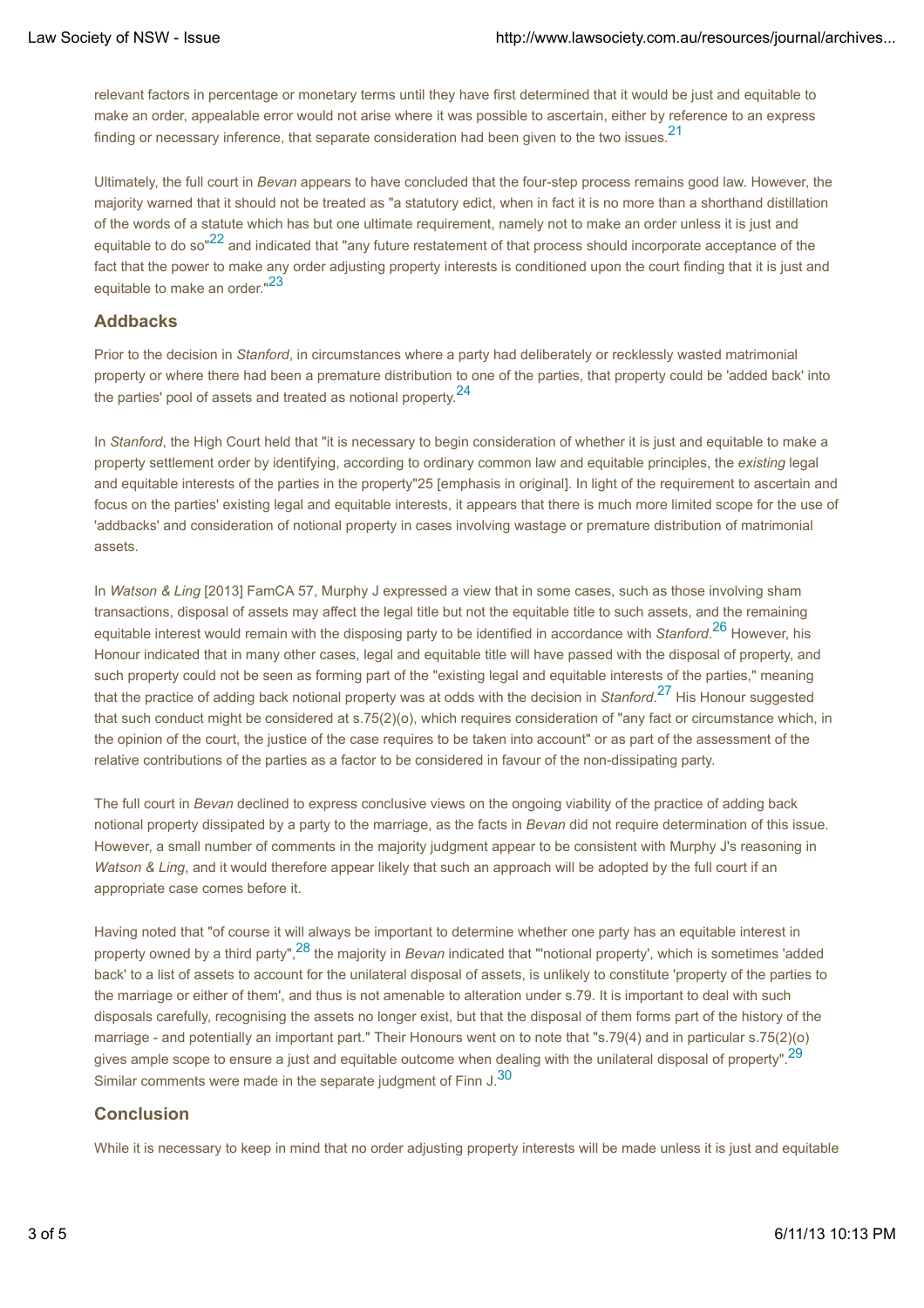relevant factors in percentage or monetary terms until they have first determined that it would be just and equitable to make an order, appealable error would not arise where it was possible to ascertain, either by reference to an express finding or necessary inference, that separate consideration had been given to the two issues.[21]

Ultimately, the full court in *Bevan* appears to have concluded that the four-step process remains good law. However, the majority warned that it should not be treated as "a statutory edict, when in fact it is no more than a shorthand distillation of the words of a statute which has but one ultimate requirement, namely not to make an order unless it is just and equitable to do so"[22] and indicated that "any future restatement of that process should incorporate acceptance of the fact that the power to make any order adjusting property interests is conditioned upon the court finding that it is just and equitable to make an order."[23]

## Addbacks

Prior to the decision in *Stanford*, in circumstances where a party had deliberately or recklessly wasted matrimonial property or where there had been a premature distribution to one of the parties, that property could be 'added back' into the parties' pool of assets and treated as notional property.[24]

In *Stanford*, the High Court held that "it is necessary to begin consideration of whether it is just and equitable to make a property settlement order by identifying, according to ordinary common law and equitable principles, the *existing* legal and equitable interests of the parties in the property"25 [emphasis in original]. In light of the requirement to ascertain and focus on the parties' existing legal and equitable interests, it appears that there is much more limited scope for the use of 'addbacks' and consideration of notional property in cases involving wastage or premature distribution of matrimonial assets.

In *Watson & Ling* [2013] FamCA 57, Murphy J expressed a view that in some cases, such as those involving sham transactions, disposal of assets may affect the legal title but not the equitable title to such assets, and the remaining equitable interest would remain with the disposing party to be identified in accordance with *Stanford*.[26] However, his Honour indicated that in many other cases, legal and equitable title will have passed with the disposal of property, and such property could not be seen as forming part of the "existing legal and equitable interests of the parties," meaning that the practice of adding back notional property was at odds with the decision in *Stanford*.[27] His Honour suggested that such conduct might be considered at s.75(2)(o), which requires consideration of "any fact or circumstance which, in the opinion of the court, the justice of the case requires to be taken into account" or as part of the assessment of the relative contributions of the parties as a factor to be considered in favour of the non-dissipating party.

The full court in *Bevan* declined to express conclusive views on the ongoing viability of the practice of adding back notional property dissipated by a party to the marriage, as the facts in *Bevan* did not require determination of this issue. However, a small number of comments in the majority judgment appear to be consistent with Murphy J's reasoning in *Watson & Ling*, and it would therefore appear likely that such an approach will be adopted by the full court if an appropriate case comes before it.

Having noted that "of course it will always be important to determine whether one party has an equitable interest in property owned by a third party",[28] the majority in *Bevan* indicated that "'notional property', which is sometimes 'added back' to a list of assets to account for the unilateral disposal of assets, is unlikely to constitute 'property of the parties to the marriage or either of them', and thus is not amenable to alteration under s.79. It is important to deal with such disposals carefully, recognising the assets no longer exist, but that the disposal of them forms part of the history of the marriage - and potentially an important part." Their Honours went on to note that "s.79(4) and in particular s.75(2)(o) gives ample scope to ensure a just and equitable outcome when dealing with the unilateral disposal of property".[29] Similar comments were made in the separate judgment of Finn J.[30]

## Conclusion

While it is necessary to keep in mind that no order adjusting property interests will be made unless it is just and equitable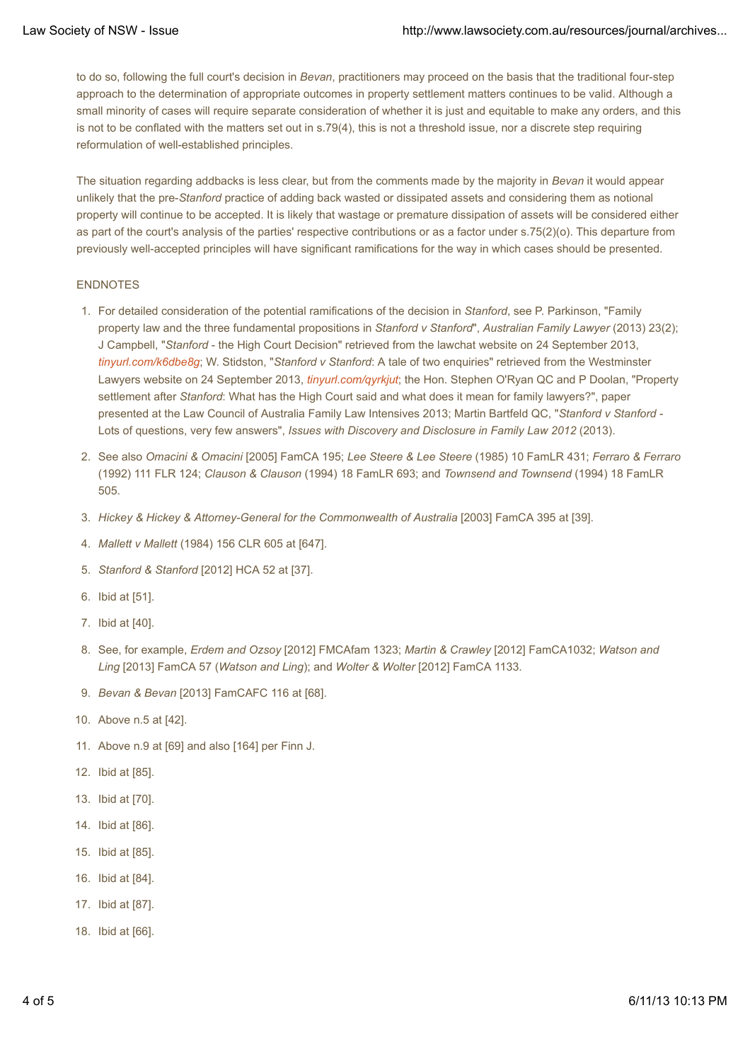to do so, following the full court's decision in *Bevan*, practitioners may proceed on the basis that the traditional four-step approach to the determination of appropriate outcomes in property settlement matters continues to be valid. Although a small minority of cases will require separate consideration of whether it is just and equitable to make any orders, and this is not to be conflated with the matters set out in s.79(4), this is not a threshold issue, nor a discrete step requiring reformulation of well-established principles.

The situation regarding addbacks is less clear, but from the comments made by the majority in *Bevan* it would appear unlikely that the pre-*Stanford* practice of adding back wasted or dissipated assets and considering them as notional property will continue to be accepted. It is likely that wastage or premature dissipation of assets will be considered either as part of the court's analysis of the parties' respective contributions or as a factor under s.75(2)(o). This departure from previously well-accepted principles will have significant ramifications for the way in which cases should be presented.

ENDNOTES

1. For detailed consideration of the potential ramifications of the decision in *Stanford*, see P. Parkinson, "Family property law and the three fundamental propositions in *Stanford v Stanford*", *Australian Family Lawyer* (2013) 23(2); J Campbell, "*Stanford* - the High Court Decision" retrieved from the lawchat website on 24 September 2013, *tinyurl.com/k6dbe8g*; W. Stidston, "*Stanford v Stanford*: A tale of two enquiries" retrieved from the Westminster Lawyers website on 24 September 2013, *tinyurl.com/qyrkjut*; the Hon. Stephen O'Ryan QC and P Doolan, "Property settlement after *Stanford*: What has the High Court said and what does it mean for family lawyers?", paper presented at the Law Council of Australia Family Law Intensives 2013; Martin Bartfeld QC, "*Stanford v Stanford* - Lots of questions, very few answers", *Issues with Discovery and Disclosure in Family Law 2012* (2013).
2. See also *Omacini & Omacini* [2005] FamCA 195; *Lee Steere & Lee Steere* (1985) 10 FamLR 431; *Ferraro & Ferraro* (1992) 111 FLR 124; *Clauson & Clauson* (1994) 18 FamLR 693; and *Townsend and Townsend* (1994) 18 FamLR 505.
3. *Hickey & Hickey & Attorney-General for the Commonwealth of Australia* [2003] FamCA 395 at [39].
4. *Mallett v Mallett* (1984) 156 CLR 605 at [647].
5. *Stanford & Stanford* [2012] HCA 52 at [37].
6. Ibid at [51].
7. Ibid at [40].
8. See, for example, *Erdem and Ozsoy* [2012] FMCAfam 1323; *Martin & Crawley* [2012] FamCA1032; *Watson and Ling* [2013] FamCA 57 (*Watson and Ling*); and *Wolter & Wolter* [2012] FamCA 1133.
9. *Bevan & Bevan* [2013] FamCAFC 116 at [68].
10. Above n.5 at [42].
11. Above n.9 at [69] and also [164] per Finn J.
12. Ibid at [85].
13. Ibid at [70].
14. Ibid at [86].
15. Ibid at [85].
16. Ibid at [84].
17. Ibid at [87].
18. Ibid at [66].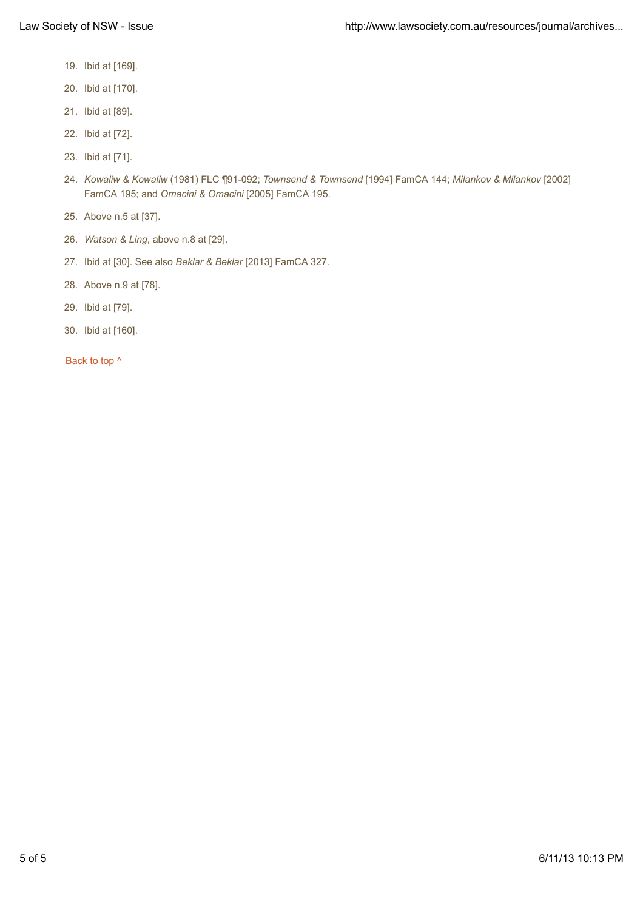19. Ibid at [169].
20. Ibid at [170].
21. Ibid at [89].
22. Ibid at [72].
23. Ibid at [71].
24. *Kowaliw & Kowaliw* (1981) FLC ¶91-092; *Townsend & Townsend* [1994] FamCA 144; *Milankov & Milankov* [2002] FamCA 195; and *Omacini & Omacini* [2005] FamCA 195.
25. Above n.5 at [37].
26. *Watson & Ling*, above n.8 at [29].
27. Ibid at [30]. See also *Beklar & Beklar* [2013] FamCA 327.
28. Above n.9 at [78].
29. Ibid at [79].
30. Ibid at [160].

Back to top ^